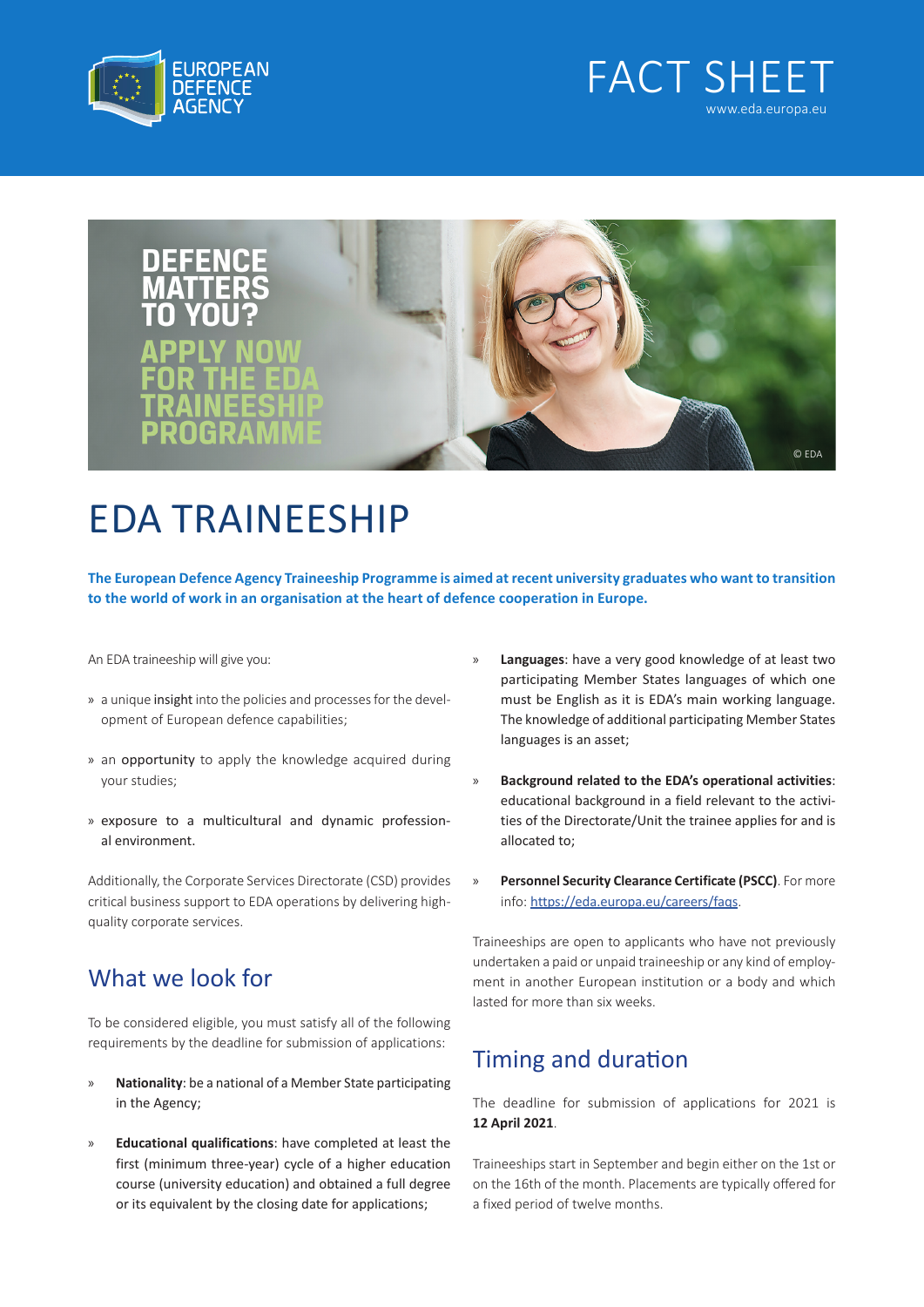EUROPEAN DEFENCE AGENCY

# FACT SHEET

www.eda.europa.eu

**DEFENCE MATTERS TO YOU?**

**APPLY NOW FOR THE EDA TRAINEESHIP PROGRAMME**

© EDA

# EDA TRAINEESHIP

**The European Defence Agency Traineeship Programme is aimed at recent university graduates who want to transition to the world of work in an organisation at the heart of defence cooperation in Europe.**

An EDA traineeship will give you:

» a unique insight into the policies and processes for the development of European defence capabilities;

» an opportunity to apply the knowledge acquired during your studies;

» exposure to a multicultural and dynamic professional environment.

Additionally, the Corporate Services Directorate (CSD) provides critical business support to EDA operations by delivering high-quality corporate services.

## What we look for

To be considered eligible, you must satisfy all of the following requirements by the deadline for submission of applications:

» **Nationality**: be a national of a Member State participating in the Agency;

» **Educational qualifications**: have completed at least the first (minimum three-year) cycle of a higher education course (university education) and obtained a full degree or its equivalent by the closing date for applications;

» **Languages**: have a very good knowledge of at least two participating Member States languages of which one must be English as it is EDA's main working language. The knowledge of additional participating Member States languages is an asset;

» **Background related to the EDA's operational activities**: educational background in a field relevant to the activities of the Directorate/Unit the trainee applies for and is allocated to;

» **Personnel Security Clearance Certificate (PSCC)**. For more info: https://eda.europa.eu/careers/faqs.

Traineeships are open to applicants who have not previously undertaken a paid or unpaid traineeship or any kind of employment in another European institution or a body and which lasted for more than six weeks.

## Timing and duration

The deadline for submission of applications for 2021 is **12 April 2021**.

Traineeships start in September and begin either on the 1st or on the 16th of the month. Placements are typically offered for a fixed period of twelve months.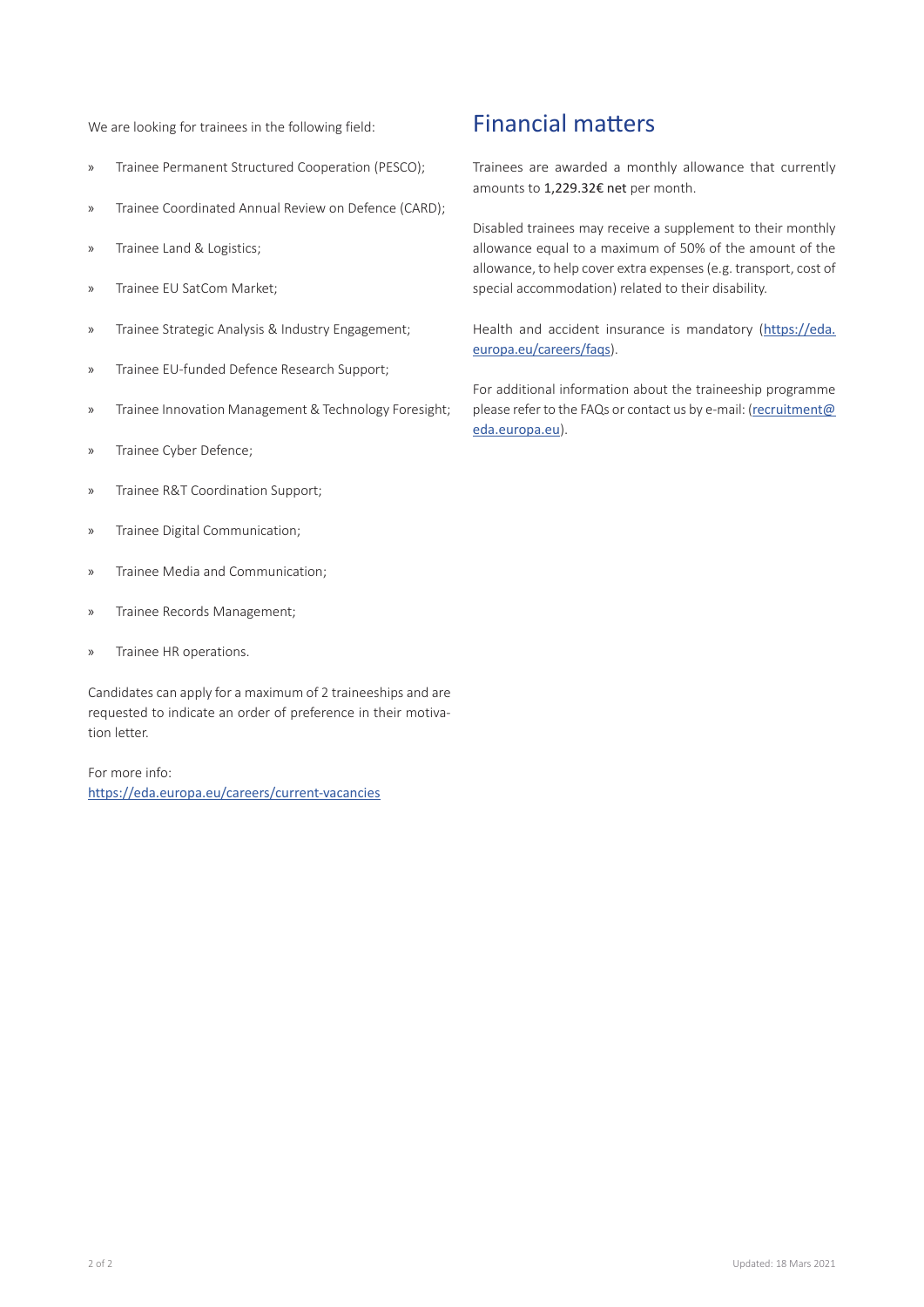We are looking for trainees in the following field:

- Trainee Permanent Structured Cooperation (PESCO);
- Trainee Coordinated Annual Review on Defence (CARD);
- Trainee Land & Logistics;
- Trainee EU SatCom Market;
- Trainee Strategic Analysis & Industry Engagement;
- Trainee EU-funded Defence Research Support;
- Trainee Innovation Management & Technology Foresight;
- Trainee Cyber Defence;
- Trainee R&T Coordination Support;
- Trainee Digital Communication;
- Trainee Media and Communication;
- Trainee Records Management;
- Trainee HR operations.

Candidates can apply for a maximum of 2 traineeships and are requested to indicate an order of preference in their motivation letter.

For more info:
[https://eda.europa.eu/careers/current-vacancies](https://eda.europa.eu/careers/current-vacancies)

# Financial matters

Trainees are awarded a monthly allowance that currently amounts to 1,229.32€ net per month.

Disabled trainees may receive a supplement to their monthly allowance equal to a maximum of 50% of the amount of the allowance, to help cover extra expenses (e.g. transport, cost of special accommodation) related to their disability.

Health and accident insurance is mandatory ([https://eda.europa.eu/careers/faqs](https://eda.europa.eu/careers/faqs)).

For additional information about the traineeship programme please refer to the FAQs or contact us by e-mail: ([recruitment@eda.europa.eu](mailto:recruitment@eda.europa.eu)).

Updated: 18 Mars 2021